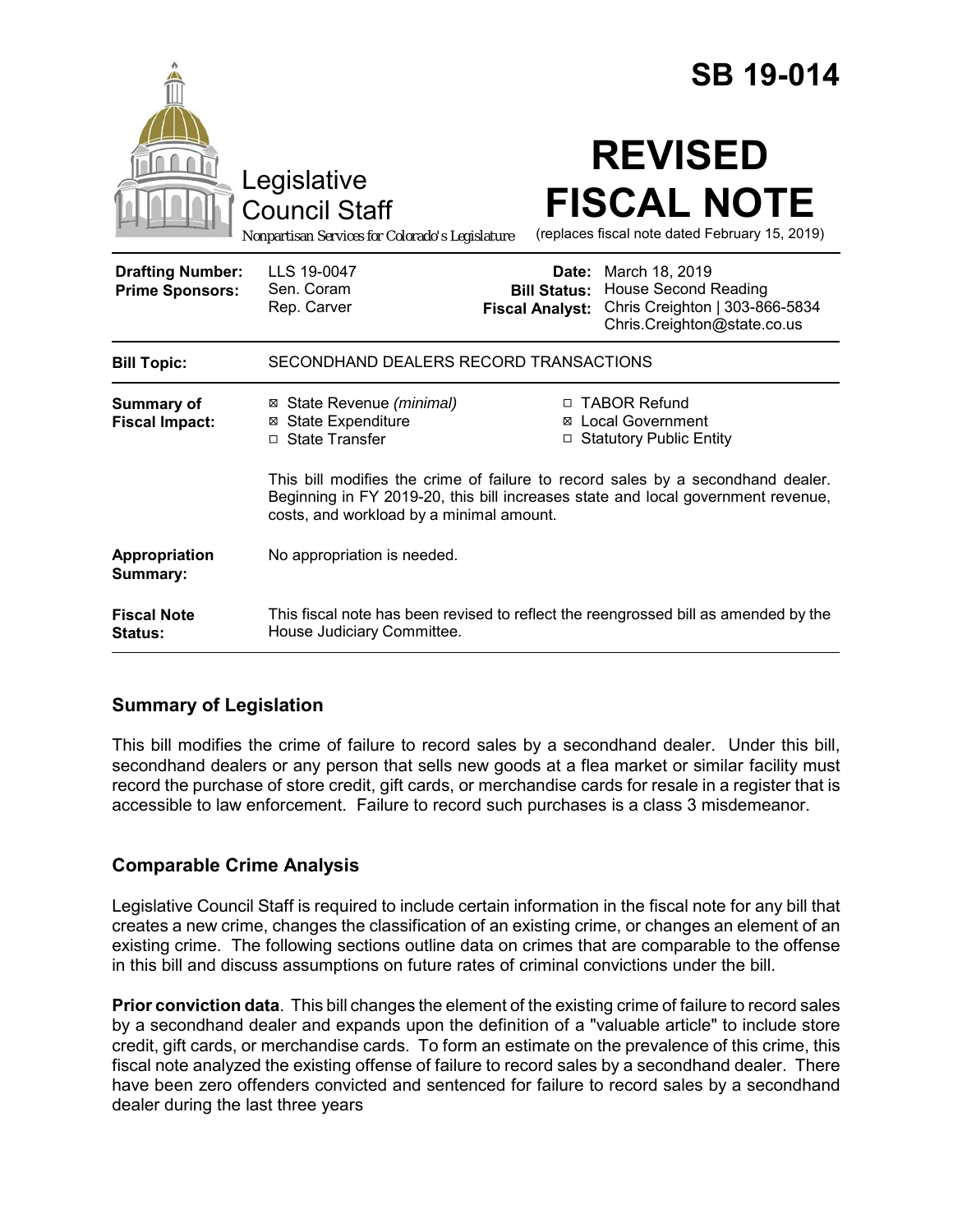# SB 19-014

Legislative Council Staff

*Nonpartisan Services for Colorado's Legislature*

# REVISED FISCAL NOTE

(replaces fiscal note dated February 15, 2019)

| | | | |
|---|---|---|---|
| **Drafting Number:** | LLS 19-0047 | **Date:** | March 18, 2019 |
| **Prime Sponsors:** | Sen. Coram<br>Rep. Carver | **Bill Status:** | House Second Reading |
| | | **Fiscal Analyst:** | Chris Creighton \| 303-866-5834<br>Chris.Creighton@state.co.us |

| | |
|---|---|
| **Bill Topic:** | SECONDHAND DEALERS RECORD TRANSACTIONS |
| **Summary of Fiscal Impact:** | ☒ State Revenue *(minimal)*<br>☒ State Expenditure<br>☐ State Transfer<br>☐ TABOR Refund<br>☒ Local Government<br>☐ Statutory Public Entity<br><br>This bill modifies the crime of failure to record sales by a secondhand dealer. Beginning in FY 2019-20, this bill increases state and local government revenue, costs, and workload by a minimal amount. |
| **Appropriation Summary:** | No appropriation is needed. |
| **Fiscal Note Status:** | This fiscal note has been revised to reflect the reengrossed bill as amended by the House Judiciary Committee. |

## Summary of Legislation

This bill modifies the crime of failure to record sales by a secondhand dealer. Under this bill, secondhand dealers or any person that sells new goods at a flea market or similar facility must record the purchase of store credit, gift cards, or merchandise cards for resale in a register that is accessible to law enforcement. Failure to record such purchases is a class 3 misdemeanor.

## Comparable Crime Analysis

Legislative Council Staff is required to include certain information in the fiscal note for any bill that creates a new crime, changes the classification of an existing crime, or changes an element of an existing crime. The following sections outline data on crimes that are comparable to the offense in this bill and discuss assumptions on future rates of criminal convictions under the bill.

**Prior conviction data**. This bill changes the element of the existing crime of failure to record sales by a secondhand dealer and expands upon the definition of a "valuable article" to include store credit, gift cards, or merchandise cards. To form an estimate on the prevalence of this crime, this fiscal note analyzed the existing offense of failure to record sales by a secondhand dealer. There have been zero offenders convicted and sentenced for failure to record sales by a secondhand dealer during the last three years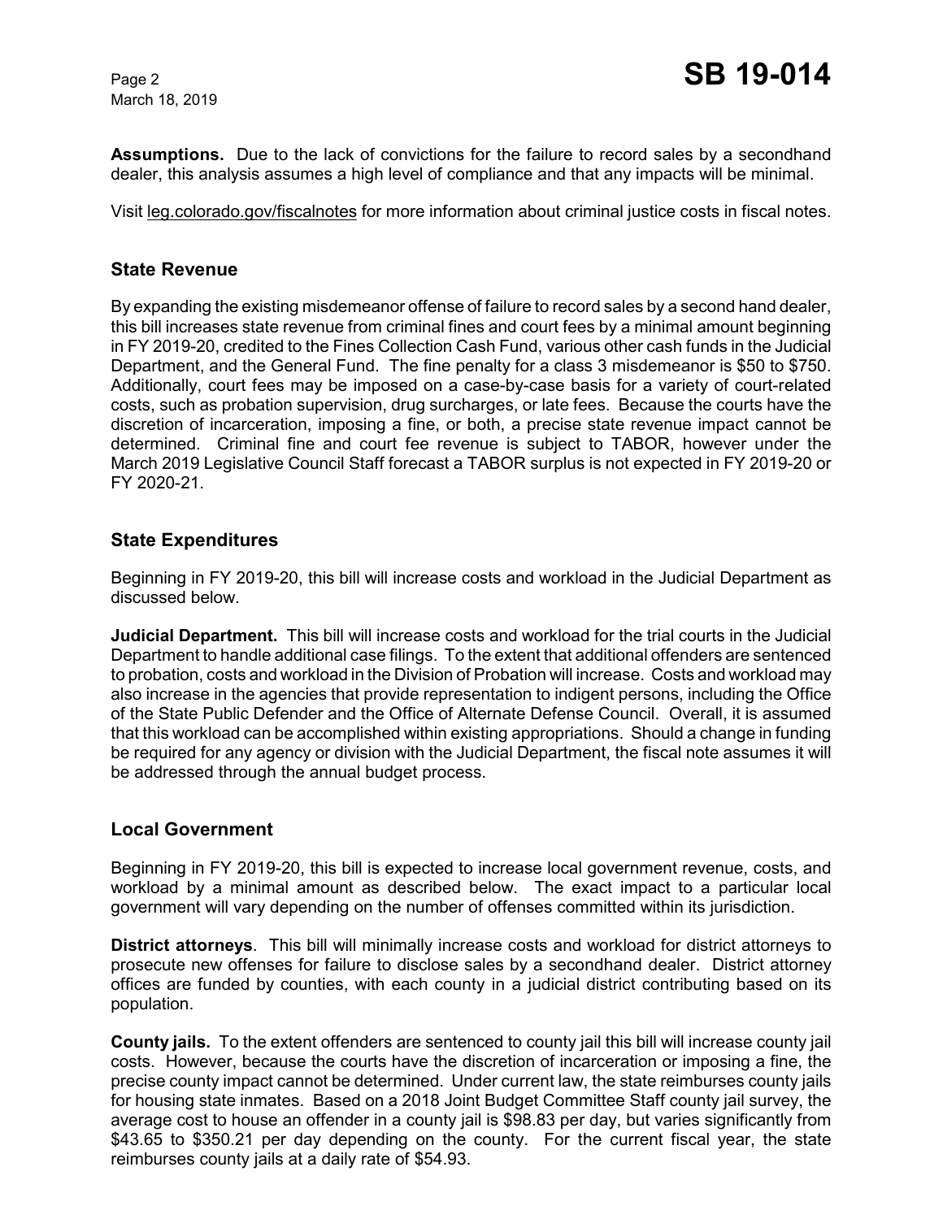**Assumptions.** Due to the lack of convictions for the failure to record sales by a secondhand dealer, this analysis assumes a high level of compliance and that any impacts will be minimal.

Visit leg.colorado.gov/fiscalnotes for more information about criminal justice costs in fiscal notes.

## State Revenue

By expanding the existing misdemeanor offense of failure to record sales by a second hand dealer, this bill increases state revenue from criminal fines and court fees by a minimal amount beginning in FY 2019-20, credited to the Fines Collection Cash Fund, various other cash funds in the Judicial Department, and the General Fund. The fine penalty for a class 3 misdemeanor is $50 to $750. Additionally, court fees may be imposed on a case-by-case basis for a variety of court-related costs, such as probation supervision, drug surcharges, or late fees. Because the courts have the discretion of incarceration, imposing a fine, or both, a precise state revenue impact cannot be determined. Criminal fine and court fee revenue is subject to TABOR, however under the March 2019 Legislative Council Staff forecast a TABOR surplus is not expected in FY 2019-20 or FY 2020-21.

## State Expenditures

Beginning in FY 2019-20, this bill will increase costs and workload in the Judicial Department as discussed below.

**Judicial Department.** This bill will increase costs and workload for the trial courts in the Judicial Department to handle additional case filings. To the extent that additional offenders are sentenced to probation, costs and workload in the Division of Probation will increase. Costs and workload may also increase in the agencies that provide representation to indigent persons, including the Office of the State Public Defender and the Office of Alternate Defense Council. Overall, it is assumed that this workload can be accomplished within existing appropriations. Should a change in funding be required for any agency or division with the Judicial Department, the fiscal note assumes it will be addressed through the annual budget process.

## Local Government

Beginning in FY 2019-20, this bill is expected to increase local government revenue, costs, and workload by a minimal amount as described below. The exact impact to a particular local government will vary depending on the number of offenses committed within its jurisdiction.

**District attorneys**. This bill will minimally increase costs and workload for district attorneys to prosecute new offenses for failure to disclose sales by a secondhand dealer. District attorney offices are funded by counties, with each county in a judicial district contributing based on its population.

**County jails.** To the extent offenders are sentenced to county jail this bill will increase county jail costs. However, because the courts have the discretion of incarceration or imposing a fine, the precise county impact cannot be determined. Under current law, the state reimburses county jails for housing state inmates. Based on a 2018 Joint Budget Committee Staff county jail survey, the average cost to house an offender in a county jail is $98.83 per day, but varies significantly from $43.65 to $350.21 per day depending on the county. For the current fiscal year, the state reimburses county jails at a daily rate of $54.93.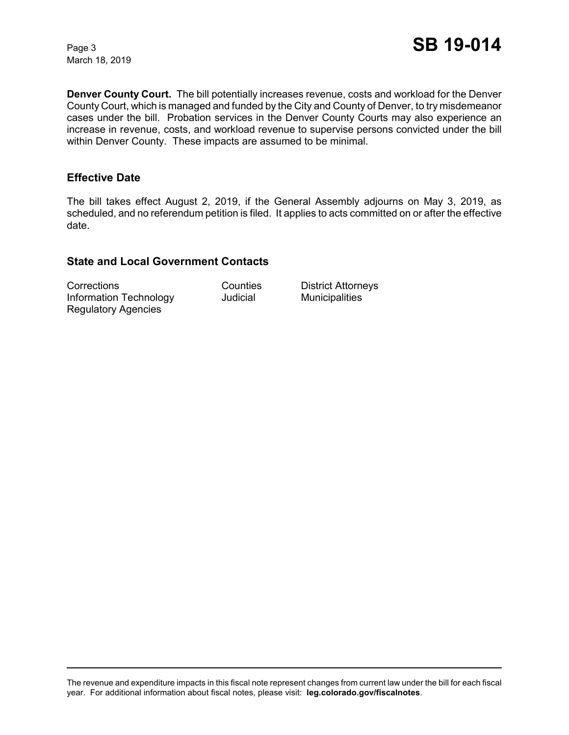**Denver County Court.** The bill potentially increases revenue, costs and workload for the Denver County Court, which is managed and funded by the City and County of Denver, to try misdemeanor cases under the bill. Probation services in the Denver County Courts may also experience an increase in revenue, costs, and workload revenue to supervise persons convicted under the bill within Denver County. These impacts are assumed to be minimal.

## Effective Date

The bill takes effect August 2, 2019, if the General Assembly adjourns on May 3, 2019, as scheduled, and no referendum petition is filed. It applies to acts committed on or after the effective date.

## State and Local Government Contacts

| | | |
|---|---|---|
| Corrections | Counties | District Attorneys |
| Information Technology | Judicial | Municipalities |
| Regulatory Agencies | | |

The revenue and expenditure impacts in this fiscal note represent changes from current law under the bill for each fiscal year. For additional information about fiscal notes, please visit: **leg.colorado.gov/fiscalnotes**.